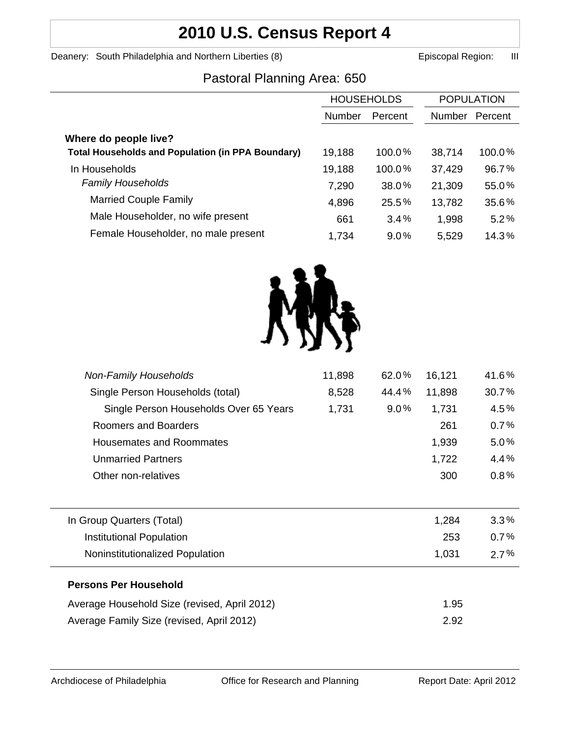# 2010 U.S. Census Report 4

Deanery: South Philadelphia and Northern Liberties (8) Episcopal Region: III

## Pastoral Planning Area: 650

| | HOUSEHOLDS | | POPULATION | |
|---|---|---|---|---|
| | Number | Percent | Number | Percent |
| **Where do people live?** | | | | |
| **Total Households and Population (in PPA Boundary)** | 19,188 | 100.0% | 38,714 | 100.0% |
| In Households | 19,188 | 100.0% | 37,429 | 96.7% |
| *Family Households* | 7,290 | 38.0% | 21,309 | 55.0% |
| Married Couple Family | 4,896 | 25.5% | 13,782 | 35.6% |
| Male Householder, no wife present | 661 | 3.4% | 1,998 | 5.2% |
| Female Householder, no male present | 1,734 | 9.0% | 5,529 | 14.3% |
| *Non-Family Households* | 11,898 | 62.0% | 16,121 | 41.6% |
| Single Person Households (total) | 8,528 | 44.4% | 11,898 | 30.7% |
| Single Person Households Over 65 Years | 1,731 | 9.0% | 1,731 | 4.5% |
| Roomers and Boarders | | | 261 | 0.7% |
| Housemates and Roommates | | | 1,939 | 5.0% |
| Unmarried Partners | | | 1,722 | 4.4% |
| Other non-relatives | | | 300 | 0.8% |
| In Group Quarters (Total) | | | 1,284 | 3.3% |
| Institutional Population | | | 253 | 0.7% |
| Noninstitutionalized Population | | | 1,031 | 2.7% |

**Persons Per Household**

| | |
|---|---|
| Average Household Size (revised, April 2012) | 1.95 |
| Average Family Size (revised, April 2012) | 2.92 |

Archdiocese of Philadelphia — Office for Research and Planning — Report Date: April 2012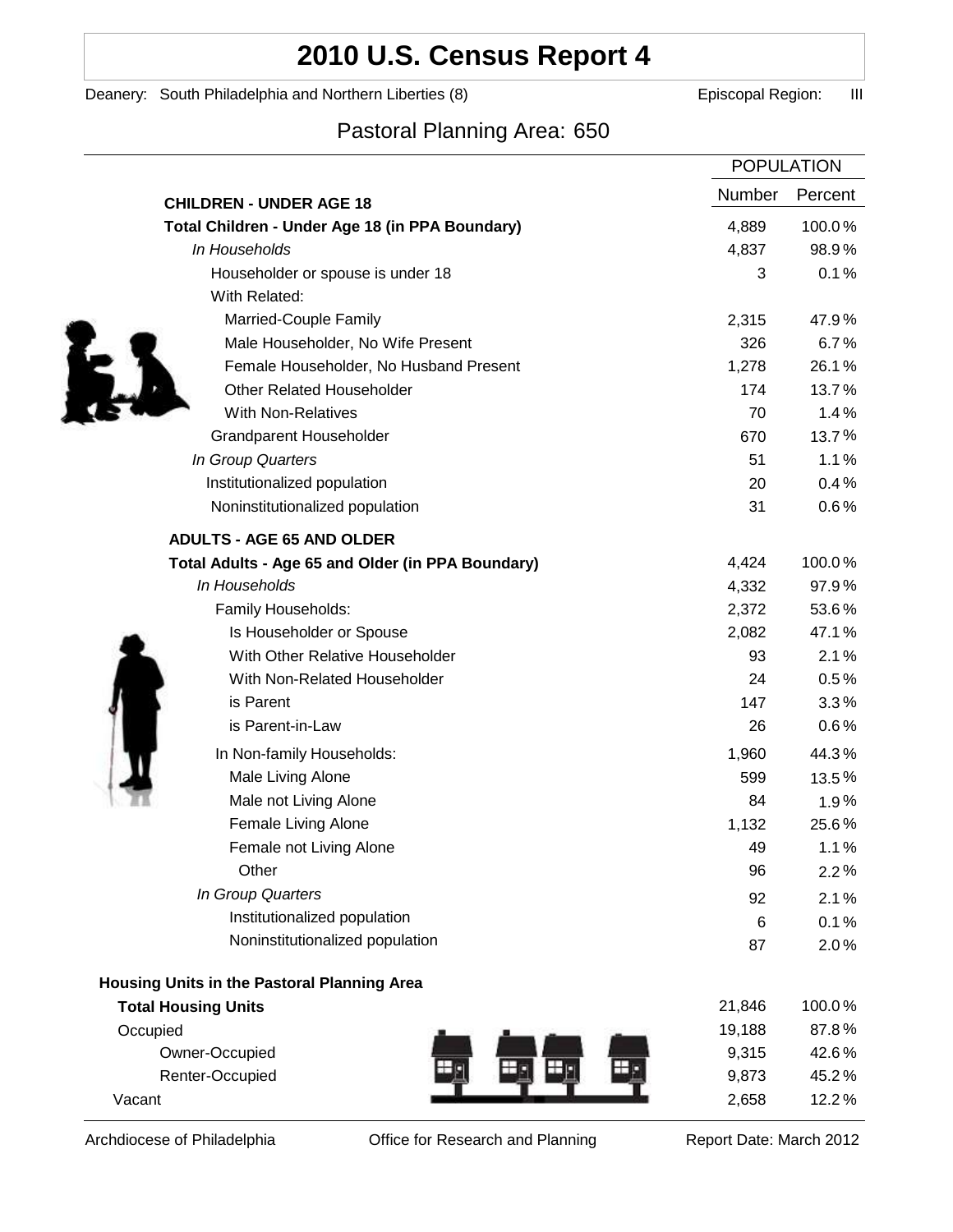# 2010 U.S. Census Report 4

Deanery: South Philadelphia and Northern Liberties (8) Episcopal Region: III

## Pastoral Planning Area: 650

| | POPULATION | |
|---|---|---|
| **CHILDREN - UNDER AGE 18** | Number | Percent |
| **Total Children - Under Age 18 (in PPA Boundary)** | 4,889 | 100.0% |
| *In Households* | 4,837 | 98.9% |
| Householder or spouse is under 18 | 3 | 0.1% |
| With Related: | | |
| Married-Couple Family | 2,315 | 47.9% |
| Male Householder, No Wife Present | 326 | 6.7% |
| Female Householder, No Husband Present | 1,278 | 26.1% |
| Other Related Householder | 174 | 13.7% |
| With Non-Relatives | 70 | 1.4% |
| Grandparent Householder | 670 | 13.7% |
| *In Group Quarters* | 51 | 1.1% |
| Institutionalized population | 20 | 0.4% |
| Noninstitutionalized population | 31 | 0.6% |
| **ADULTS - AGE 65 AND OLDER** | | |
| **Total Adults - Age 65 and Older (in PPA Boundary)** | 4,424 | 100.0% |
| *In Households* | 4,332 | 97.9% |
| Family Households: | 2,372 | 53.6% |
| Is Householder or Spouse | 2,082 | 47.1% |
| With Other Relative Householder | 93 | 2.1% |
| With Non-Related Householder | 24 | 0.5% |
| is Parent | 147 | 3.3% |
| is Parent-in-Law | 26 | 0.6% |
| In Non-family Households: | 1,960 | 44.3% |
| Male Living Alone | 599 | 13.5% |
| Male not Living Alone | 84 | 1.9% |
| Female Living Alone | 1,132 | 25.6% |
| Female not Living Alone | 49 | 1.1% |
| Other | 96 | 2.2% |
| *In Group Quarters* | 92 | 2.1% |
| Institutionalized population | 6 | 0.1% |
| Noninstitutionalized population | 87 | 2.0% |
| **Housing Units in the Pastoral Planning Area** | | |
| **Total Housing Units** | 21,846 | 100.0% |
| Occupied | 19,188 | 87.8% |
| Owner-Occupied | 9,315 | 42.6% |
| Renter-Occupied | 9,873 | 45.2% |
| Vacant | 2,658 | 12.2% |

Archdiocese of Philadelphia Office for Research and Planning Report Date: March 2012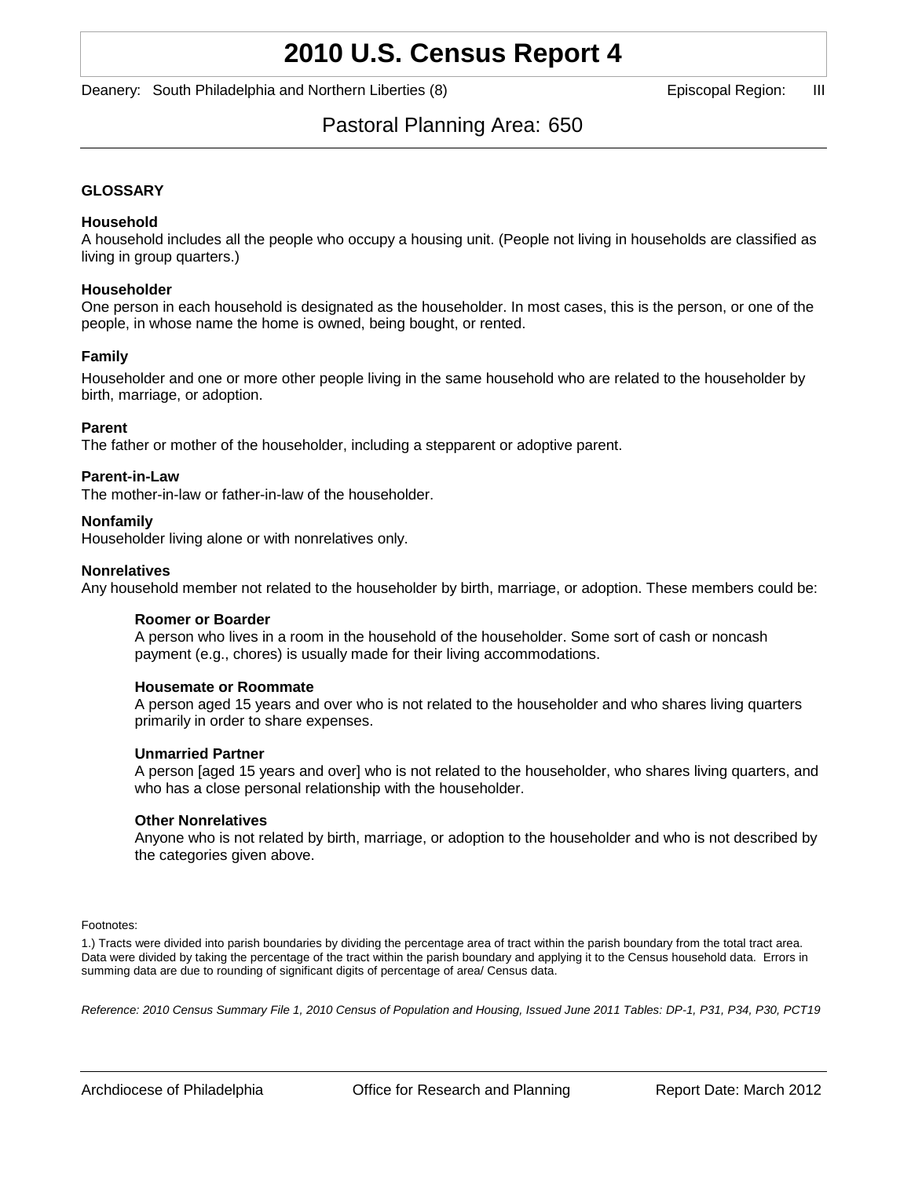# 2010 U.S. Census Report 4

Deanery: South Philadelphia and Northern Liberties (8) Episcopal Region: III

## Pastoral Planning Area: 650

**GLOSSARY**

**Household**
A household includes all the people who occupy a housing unit. (People not living in households are classified as living in group quarters.)

**Householder**
One person in each household is designated as the householder. In most cases, this is the person, or one of the people, in whose name the home is owned, being bought, or rented.

**Family**
Householder and one or more other people living in the same household who are related to the householder by birth, marriage, or adoption.

**Parent**
The father or mother of the householder, including a stepparent or adoptive parent.

**Parent-in-Law**
The mother-in-law or father-in-law of the householder.

**Nonfamily**
Householder living alone or with nonrelatives only.

**Nonrelatives**
Any household member not related to the householder by birth, marriage, or adoption. These members could be:

> **Roomer or Boarder**
> A person who lives in a room in the household of the householder. Some sort of cash or noncash payment (e.g., chores) is usually made for their living accommodations.
>
> **Housemate or Roommate**
> A person aged 15 years and over who is not related to the householder and who shares living quarters primarily in order to share expenses.
>
> **Unmarried Partner**
> A person [aged 15 years and over] who is not related to the householder, who shares living quarters, and who has a close personal relationship with the householder.
>
> **Other Nonrelatives**
> Anyone who is not related by birth, marriage, or adoption to the householder and who is not described by the categories given above.

Footnotes:

1.) Tracts were divided into parish boundaries by dividing the percentage area of tract within the parish boundary from the total tract area. Data were divided by taking the percentage of the tract within the parish boundary and applying it to the Census household data. Errors in summing data are due to rounding of significant digits of percentage of area/ Census data.

*Reference: 2010 Census Summary File 1, 2010 Census of Population and Housing, Issued June 2011 Tables: DP-1, P31, P34, P30, PCT19*

Archdiocese of Philadelphia Office for Research and Planning Report Date: March 2012